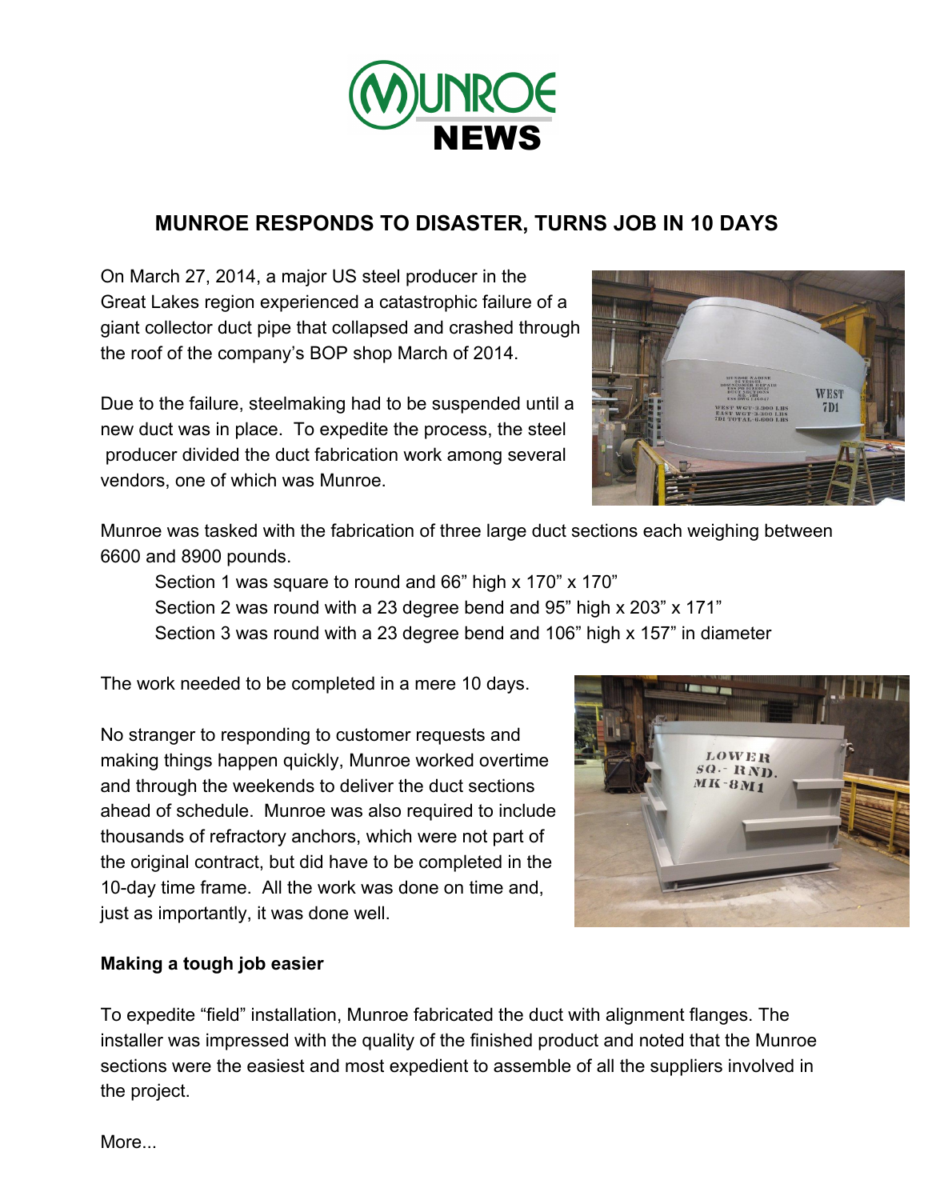# MUNROE NEWS

## MUNROE RESPONDS TO DISASTER, TURNS JOB IN 10 DAYS

On March 27, 2014, a major US steel producer in the Great Lakes region experienced a catastrophic failure of a giant collector duct pipe that collapsed and crashed through the roof of the company's BOP shop March of 2014.

Due to the failure, steelmaking had to be suspended until a new duct was in place. To expedite the process, the steel producer divided the duct fabrication work among several vendors, one of which was Munroe.

Munroe was tasked with the fabrication of three large duct sections each weighing between 6600 and 8900 pounds.

- Section 1 was square to round and 66" high x 170" x 170"
- Section 2 was round with a 23 degree bend and 95" high x 203" x 171"
- Section 3 was round with a 23 degree bend and 106" high x 157" in diameter

The work needed to be completed in a mere 10 days.

No stranger to responding to customer requests and making things happen quickly, Munroe worked overtime and through the weekends to deliver the duct sections ahead of schedule. Munroe was also required to include thousands of refractory anchors, which were not part of the original contract, but did have to be completed in the 10-day time frame. All the work was done on time and, just as importantly, it was done well.

**Making a tough job easier**

To expedite "field" installation, Munroe fabricated the duct with alignment flanges. The installer was impressed with the quality of the finished product and noted that the Munroe sections were the easiest and most expedient to assemble of all the suppliers involved in the project.

More...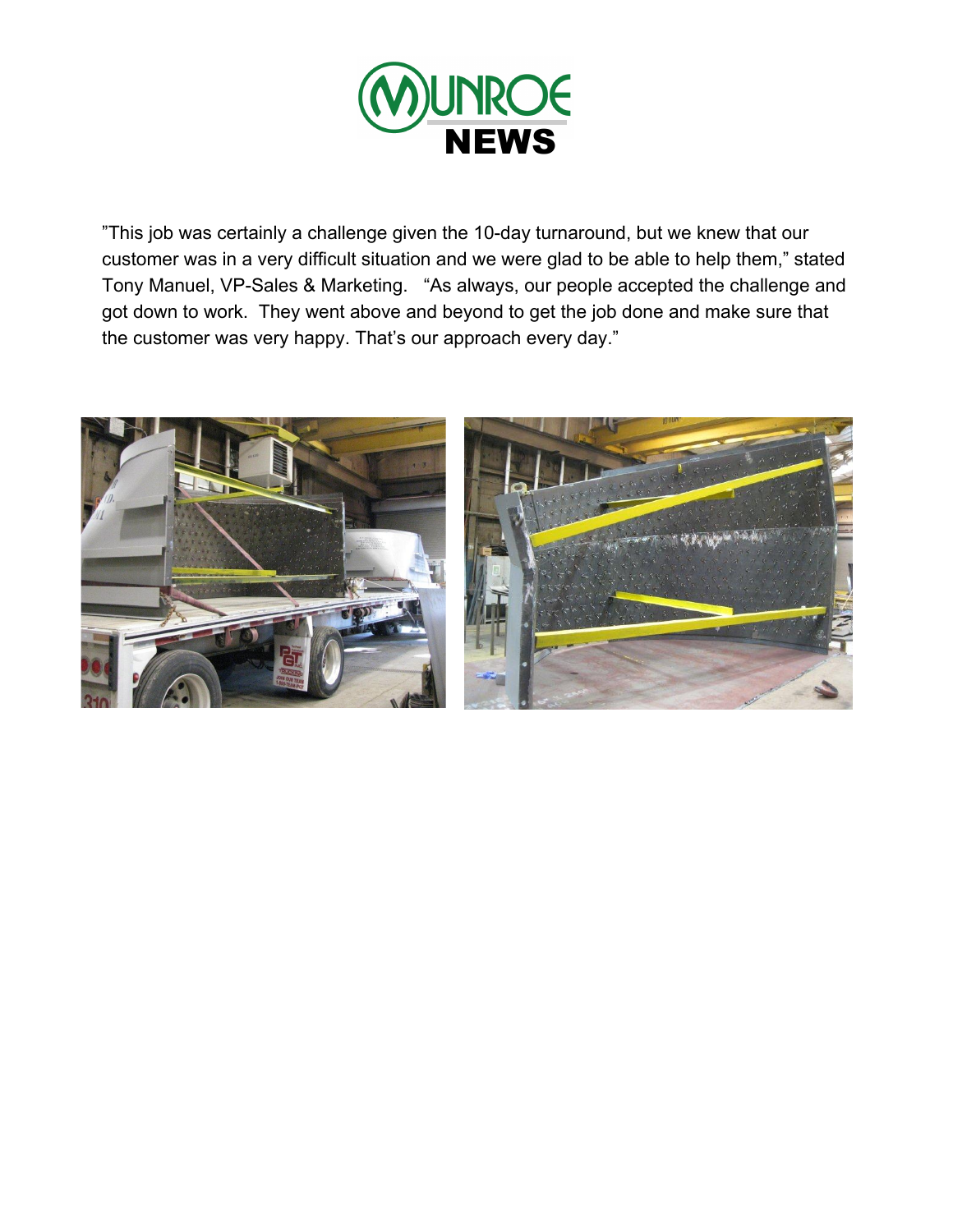”This job was certainly a challenge given the 10-day turnaround, but we knew that our customer was in a very difficult situation and we were glad to be able to help them,” stated Tony Manuel, VP-Sales & Marketing. “As always, our people accepted the challenge and got down to work. They went above and beyond to get the job done and make sure that the customer was very happy. That’s our approach every day.”